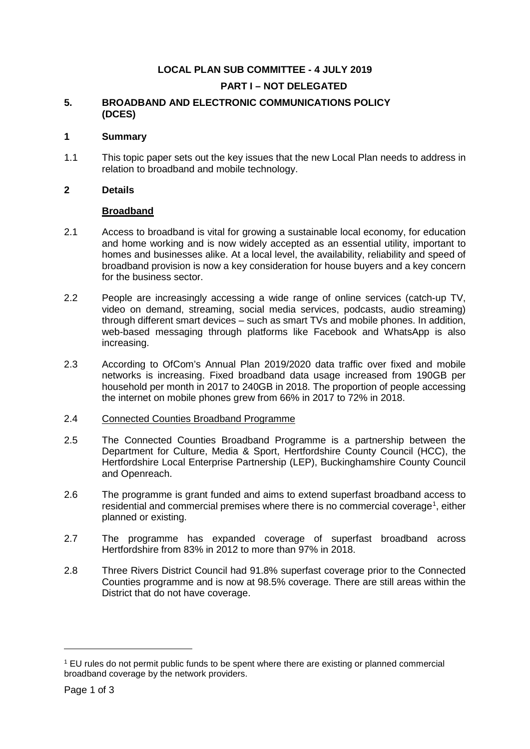**LOCAL PLAN SUB COMMITTEE - 4 JULY 2019**

**PART I – NOT DELEGATED**

## 5. BROADBAND AND ELECTRONIC COMMUNICATIONS POLICY (DCES)

### 1 Summary

1.1 This topic paper sets out the key issues that the new Local Plan needs to address in relation to broadband and mobile technology.

### 2 Details

**Broadband**

2.1 Access to broadband is vital for growing a sustainable local economy, for education and home working and is now widely accepted as an essential utility, important to homes and businesses alike. At a local level, the availability, reliability and speed of broadband provision is now a key consideration for house buyers and a key concern for the business sector.

2.2 People are increasingly accessing a wide range of online services (catch-up TV, video on demand, streaming, social media services, podcasts, audio streaming) through different smart devices – such as smart TVs and mobile phones. In addition, web-based messaging through platforms like Facebook and WhatsApp is also increasing.

2.3 According to OfCom's Annual Plan 2019/2020 data traffic over fixed and mobile networks is increasing. Fixed broadband data usage increased from 190GB per household per month in 2017 to 240GB in 2018. The proportion of people accessing the internet on mobile phones grew from 66% in 2017 to 72% in 2018.

2.4 Connected Counties Broadband Programme

2.5 The Connected Counties Broadband Programme is a partnership between the Department for Culture, Media & Sport, Hertfordshire County Council (HCC), the Hertfordshire Local Enterprise Partnership (LEP), Buckinghamshire County Council and Openreach.

2.6 The programme is grant funded and aims to extend superfast broadband access to residential and commercial premises where there is no commercial coverage[1], either planned or existing.

2.7 The programme has expanded coverage of superfast broadband across Hertfordshire from 83% in 2012 to more than 97% in 2018.

2.8 Three Rivers District Council had 91.8% superfast coverage prior to the Connected Counties programme and is now at 98.5% coverage. There are still areas within the District that do not have coverage.

---

[1] EU rules do not permit public funds to be spent where there are existing or planned commercial broadband coverage by the network providers.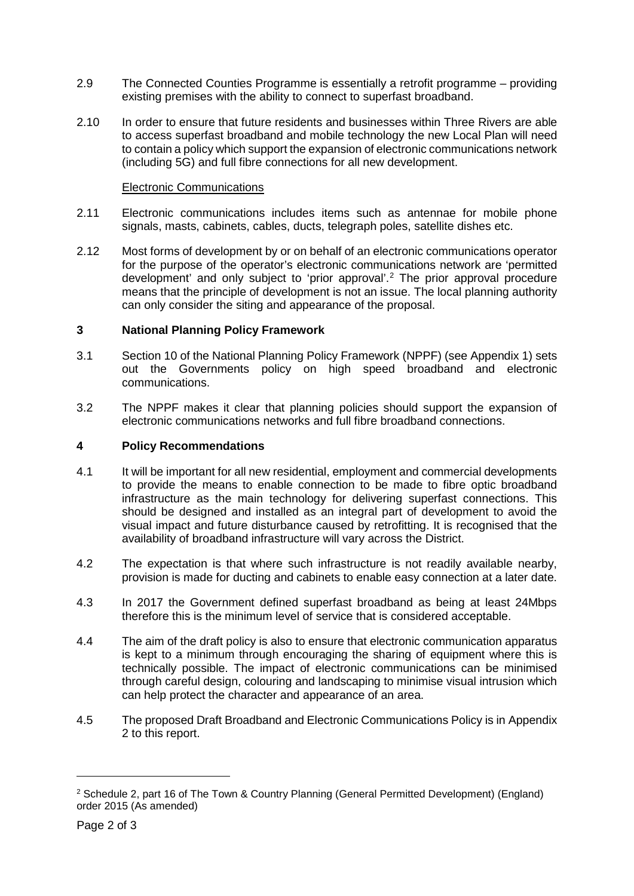2.9 The Connected Counties Programme is essentially a retrofit programme – providing existing premises with the ability to connect to superfast broadband.

2.10 In order to ensure that future residents and businesses within Three Rivers are able to access superfast broadband and mobile technology the new Local Plan will need to contain a policy which support the expansion of electronic communications network (including 5G) and full fibre connections for all new development.

Electronic Communications

2.11 Electronic communications includes items such as antennae for mobile phone signals, masts, cabinets, cables, ducts, telegraph poles, satellite dishes etc.

2.12 Most forms of development by or on behalf of an electronic communications operator for the purpose of the operator's electronic communications network are 'permitted development' and only subject to 'prior approval'.[2] The prior approval procedure means that the principle of development is not an issue. The local planning authority can only consider the siting and appearance of the proposal.

## 3 National Planning Policy Framework

3.1 Section 10 of the National Planning Policy Framework (NPPF) (see Appendix 1) sets out the Governments policy on high speed broadband and electronic communications.

3.2 The NPPF makes it clear that planning policies should support the expansion of electronic communications networks and full fibre broadband connections.

## 4 Policy Recommendations

4.1 It will be important for all new residential, employment and commercial developments to provide the means to enable connection to be made to fibre optic broadband infrastructure as the main technology for delivering superfast connections. This should be designed and installed as an integral part of development to avoid the visual impact and future disturbance caused by retrofitting. It is recognised that the availability of broadband infrastructure will vary across the District.

4.2 The expectation is that where such infrastructure is not readily available nearby, provision is made for ducting and cabinets to enable easy connection at a later date.

4.3 In 2017 the Government defined superfast broadband as being at least 24Mbps therefore this is the minimum level of service that is considered acceptable.

4.4 The aim of the draft policy is also to ensure that electronic communication apparatus is kept to a minimum through encouraging the sharing of equipment where this is technically possible. The impact of electronic communications can be minimised through careful design, colouring and landscaping to minimise visual intrusion which can help protect the character and appearance of an area.

4.5 The proposed Draft Broadband and Electronic Communications Policy is in Appendix 2 to this report.

---

[2] Schedule 2, part 16 of The Town & Country Planning (General Permitted Development) (England) order 2015 (As amended)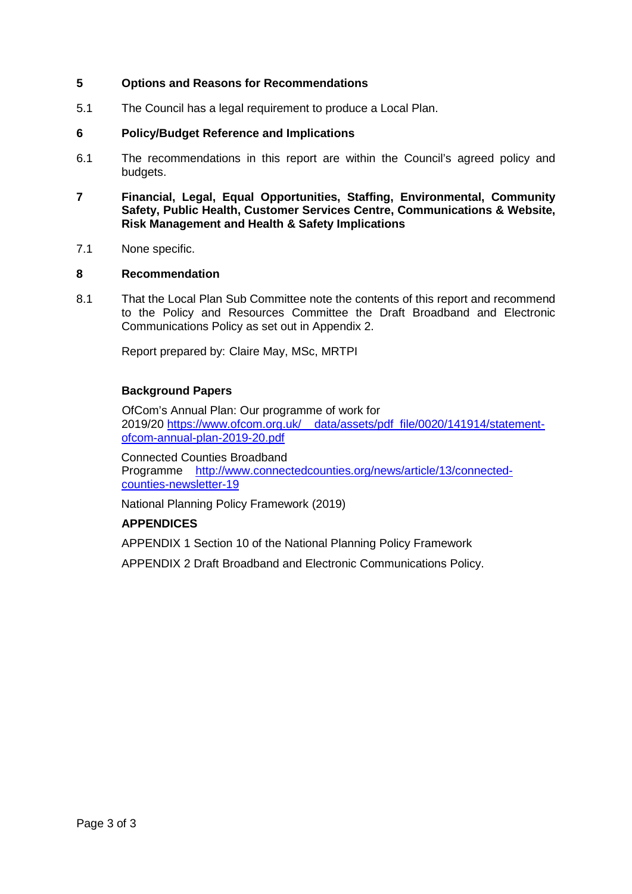## 5 Options and Reasons for Recommendations

5.1 The Council has a legal requirement to produce a Local Plan.

## 6 Policy/Budget Reference and Implications

6.1 The recommendations in this report are within the Council's agreed policy and budgets.

## 7 Financial, Legal, Equal Opportunities, Staffing, Environmental, Community Safety, Public Health, Customer Services Centre, Communications & Website, Risk Management and Health & Safety Implications

7.1 None specific.

## 8 Recommendation

8.1 That the Local Plan Sub Committee note the contents of this report and recommend to the Policy and Resources Committee the Draft Broadband and Electronic Communications Policy as set out in Appendix 2.

Report prepared by: Claire May, MSc, MRTPI

### Background Papers

OfCom's Annual Plan: Our programme of work for 2019/20 [https://www.ofcom.org.uk/__data/assets/pdf_file/0020/141914/statement-ofcom-annual-plan-2019-20.pdf](https://www.ofcom.org.uk/__data/assets/pdf_file/0020/141914/statement-ofcom-annual-plan-2019-20.pdf)

Connected Counties Broadband Programme [http://www.connectedcounties.org/news/article/13/connected-counties-newsletter-19](http://www.connectedcounties.org/news/article/13/connected-counties-newsletter-19)

National Planning Policy Framework (2019)

### APPENDICES

APPENDIX 1 Section 10 of the National Planning Policy Framework

APPENDIX 2 Draft Broadband and Electronic Communications Policy.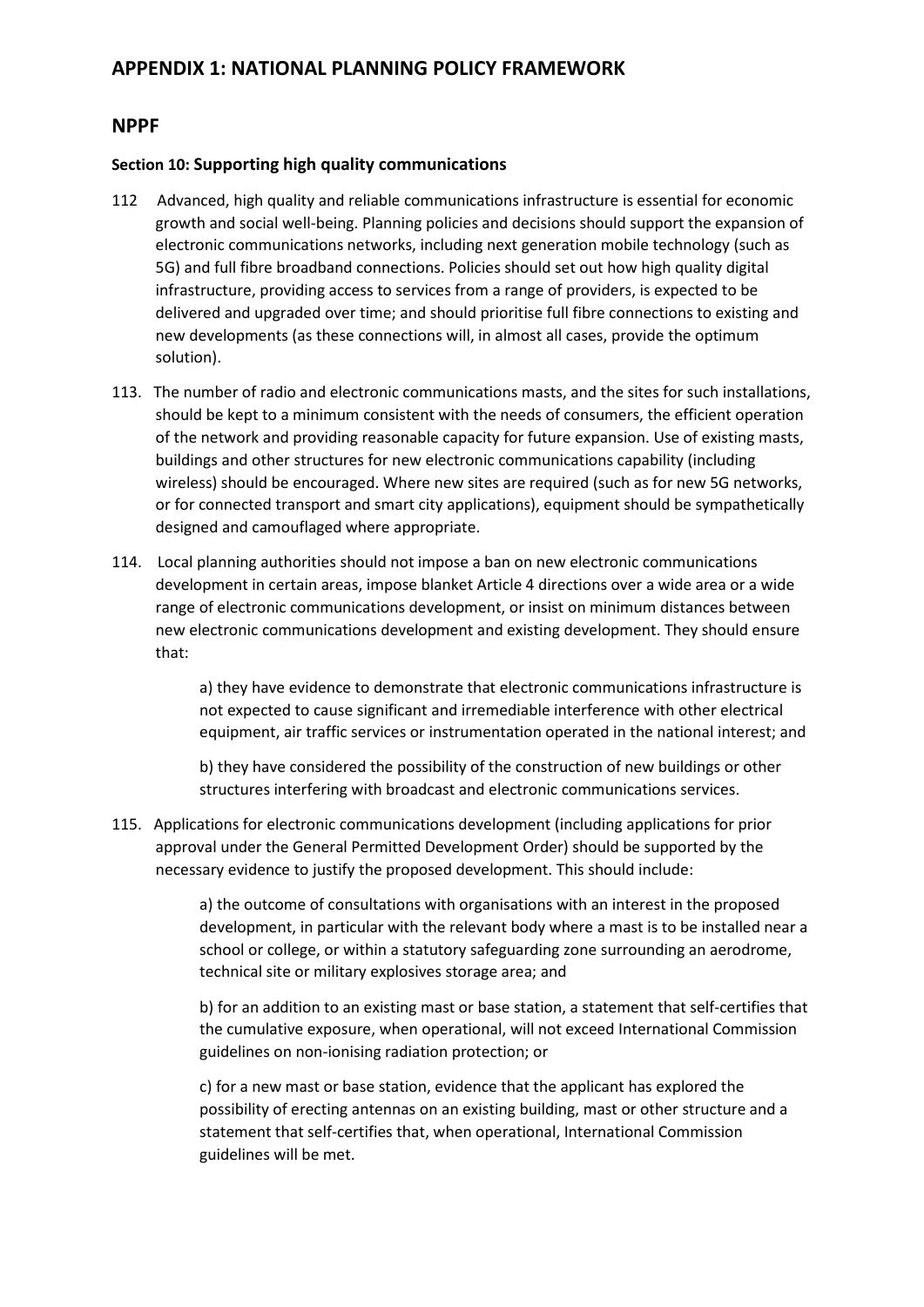# APPENDIX 1: NATIONAL PLANNING POLICY FRAMEWORK

## NPPF

### Section 10: Supporting high quality communications

112 Advanced, high quality and reliable communications infrastructure is essential for economic growth and social well-being. Planning policies and decisions should support the expansion of electronic communications networks, including next generation mobile technology (such as 5G) and full fibre broadband connections. Policies should set out how high quality digital infrastructure, providing access to services from a range of providers, is expected to be delivered and upgraded over time; and should prioritise full fibre connections to existing and new developments (as these connections will, in almost all cases, provide the optimum solution).

113. The number of radio and electronic communications masts, and the sites for such installations, should be kept to a minimum consistent with the needs of consumers, the efficient operation of the network and providing reasonable capacity for future expansion. Use of existing masts, buildings and other structures for new electronic communications capability (including wireless) should be encouraged. Where new sites are required (such as for new 5G networks, or for connected transport and smart city applications), equipment should be sympathetically designed and camouflaged where appropriate.

114. Local planning authorities should not impose a ban on new electronic communications development in certain areas, impose blanket Article 4 directions over a wide area or a wide range of electronic communications development, or insist on minimum distances between new electronic communications development and existing development. They should ensure that:

> a) they have evidence to demonstrate that electronic communications infrastructure is not expected to cause significant and irremediable interference with other electrical equipment, air traffic services or instrumentation operated in the national interest; and
>
> b) they have considered the possibility of the construction of new buildings or other structures interfering with broadcast and electronic communications services.

115. Applications for electronic communications development (including applications for prior approval under the General Permitted Development Order) should be supported by the necessary evidence to justify the proposed development. This should include:

> a) the outcome of consultations with organisations with an interest in the proposed development, in particular with the relevant body where a mast is to be installed near a school or college, or within a statutory safeguarding zone surrounding an aerodrome, technical site or military explosives storage area; and
>
> b) for an addition to an existing mast or base station, a statement that self-certifies that the cumulative exposure, when operational, will not exceed International Commission guidelines on non-ionising radiation protection; or
>
> c) for a new mast or base station, evidence that the applicant has explored the possibility of erecting antennas on an existing building, mast or other structure and a statement that self-certifies that, when operational, International Commission guidelines will be met.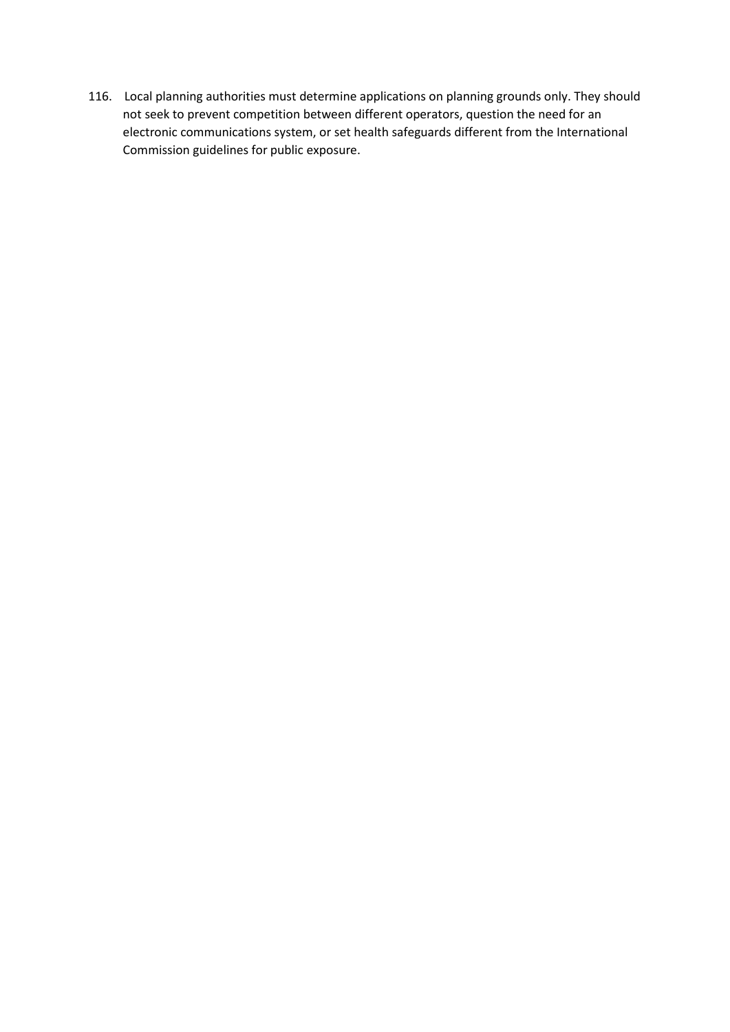116. Local planning authorities must determine applications on planning grounds only. They should not seek to prevent competition between different operators, question the need for an electronic communications system, or set health safeguards different from the International Commission guidelines for public exposure.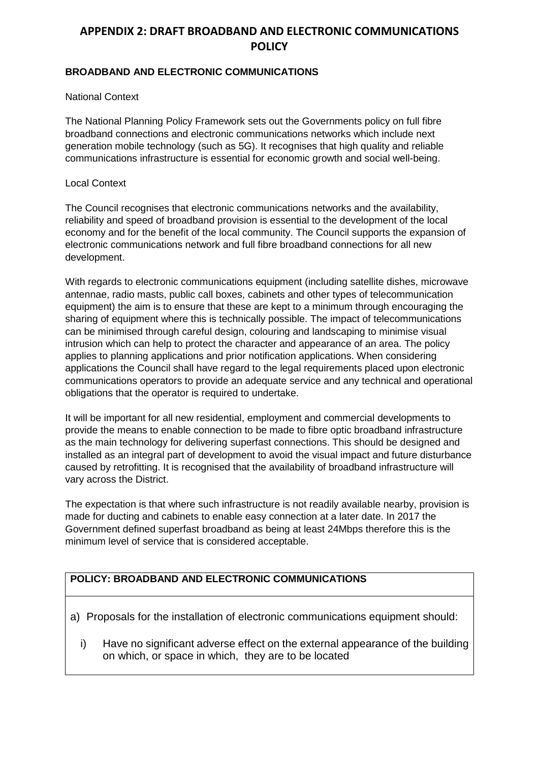# APPENDIX 2: DRAFT BROADBAND AND ELECTRONIC COMMUNICATIONS POLICY

**BROADBAND AND ELECTRONIC COMMUNICATIONS**

National Context

The National Planning Policy Framework sets out the Governments policy on full fibre broadband connections and electronic communications networks which include next generation mobile technology (such as 5G). It recognises that high quality and reliable communications infrastructure is essential for economic growth and social well-being.

Local Context

The Council recognises that electronic communications networks and the availability, reliability and speed of broadband provision is essential to the development of the local economy and for the benefit of the local community. The Council supports the expansion of electronic communications network and full fibre broadband connections for all new development.

With regards to electronic communications equipment (including satellite dishes, microwave antennae, radio masts, public call boxes, cabinets and other types of telecommunication equipment) the aim is to ensure that these are kept to a minimum through encouraging the sharing of equipment where this is technically possible. The impact of telecommunications can be minimised through careful design, colouring and landscaping to minimise visual intrusion which can help to protect the character and appearance of an area. The policy applies to planning applications and prior notification applications. When considering applications the Council shall have regard to the legal requirements placed upon electronic communications operators to provide an adequate service and any technical and operational obligations that the operator is required to undertake.

It will be important for all new residential, employment and commercial developments to provide the means to enable connection to be made to fibre optic broadband infrastructure as the main technology for delivering superfast connections. This should be designed and installed as an integral part of development to avoid the visual impact and future disturbance caused by retrofitting. It is recognised that the availability of broadband infrastructure will vary across the District.

The expectation is that where such infrastructure is not readily available nearby, provision is made for ducting and cabinets to enable easy connection at a later date. In 2017 the Government defined superfast broadband as being at least 24Mbps therefore this is the minimum level of service that is considered acceptable.

**POLICY: BROADBAND AND ELECTRONIC COMMUNICATIONS**

a) Proposals for the installation of electronic communications equipment should:

   i) Have no significant adverse effect on the external appearance of the building on which, or space in which, they are to be located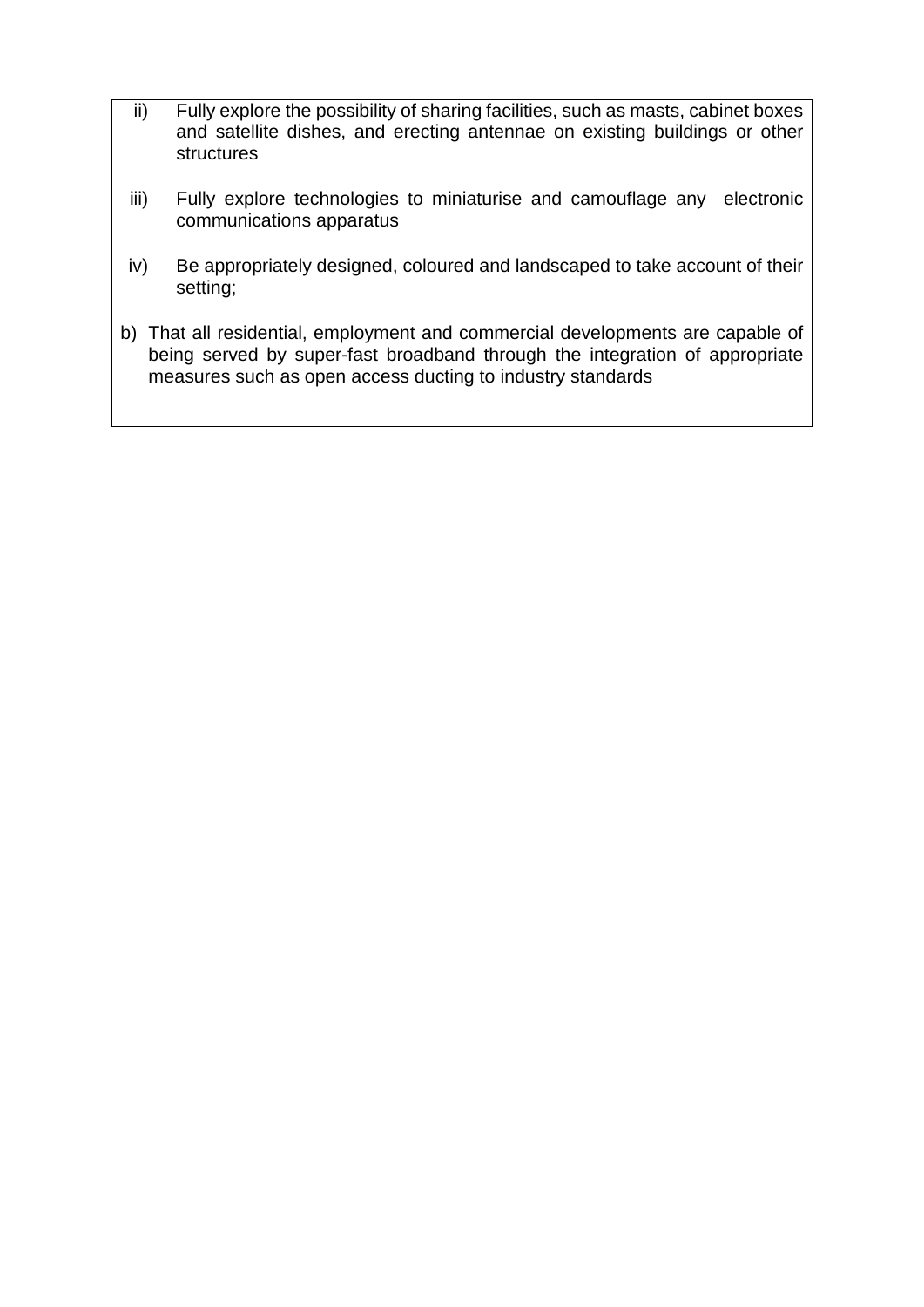ii) Fully explore the possibility of sharing facilities, such as masts, cabinet boxes and satellite dishes, and erecting antennae on existing buildings or other structures

iii) Fully explore technologies to miniaturise and camouflage any electronic communications apparatus

iv) Be appropriately designed, coloured and landscaped to take account of their setting;

b) That all residential, employment and commercial developments are capable of being served by super-fast broadband through the integration of appropriate measures such as open access ducting to industry standards